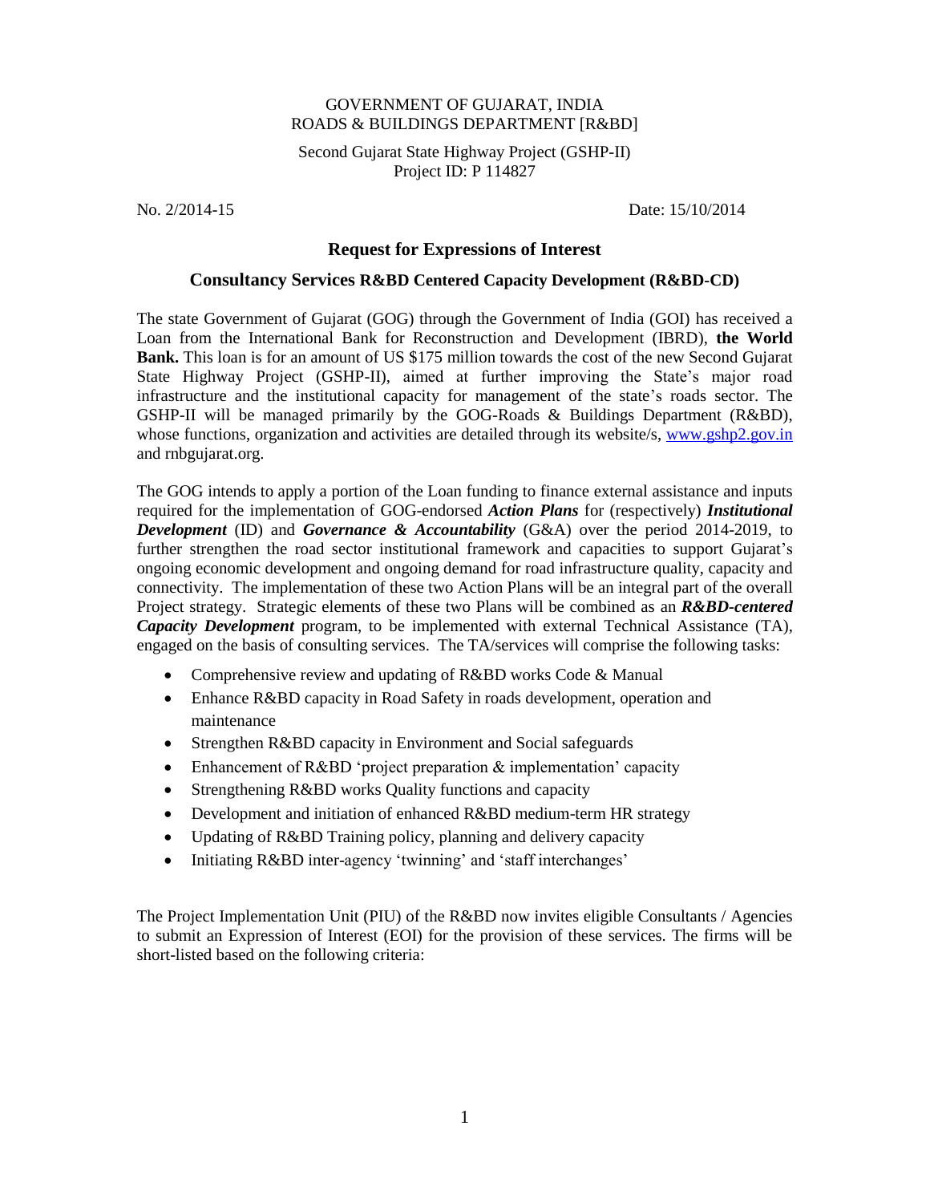GOVERNMENT OF GUJARAT, INDIA
ROADS & BUILDINGS DEPARTMENT [R&BD]

Second Gujarat State Highway Project (GSHP-II)
Project ID: P 114827

No. 2/2014-15 Date: 15/10/2014

## Request for Expressions of Interest

### Consultancy Services R&BD Centered Capacity Development (R&BD-CD)

The state Government of Gujarat (GOG) through the Government of India (GOI) has received a Loan from the International Bank for Reconstruction and Development (IBRD), **the World Bank.** This loan is for an amount of US $175 million towards the cost of the new Second Gujarat State Highway Project (GSHP-II), aimed at further improving the State's major road infrastructure and the institutional capacity for management of the state's roads sector. The GSHP-II will be managed primarily by the GOG-Roads & Buildings Department (R&BD), whose functions, organization and activities are detailed through its website/s, www.gshp2.gov.in and rnbgujarat.org.

The GOG intends to apply a portion of the Loan funding to finance external assistance and inputs required for the implementation of GOG-endorsed ***Action Plans*** for (respectively) ***Institutional Development*** (ID) and ***Governance & Accountability*** (G&A) over the period 2014-2019, to further strengthen the road sector institutional framework and capacities to support Gujarat's ongoing economic development and ongoing demand for road infrastructure quality, capacity and connectivity. The implementation of these two Action Plans will be an integral part of the overall Project strategy. Strategic elements of these two Plans will be combined as an ***R&BD-centered Capacity Development*** program, to be implemented with external Technical Assistance (TA), engaged on the basis of consulting services. The TA/services will comprise the following tasks:

- Comprehensive review and updating of R&BD works Code & Manual
- Enhance R&BD capacity in Road Safety in roads development, operation and maintenance
- Strengthen R&BD capacity in Environment and Social safeguards
- Enhancement of R&BD 'project preparation & implementation' capacity
- Strengthening R&BD works Quality functions and capacity
- Development and initiation of enhanced R&BD medium-term HR strategy
- Updating of R&BD Training policy, planning and delivery capacity
- Initiating R&BD inter-agency 'twinning' and 'staff interchanges'

The Project Implementation Unit (PIU) of the R&BD now invites eligible Consultants / Agencies to submit an Expression of Interest (EOI) for the provision of these services. The firms will be short-listed based on the following criteria: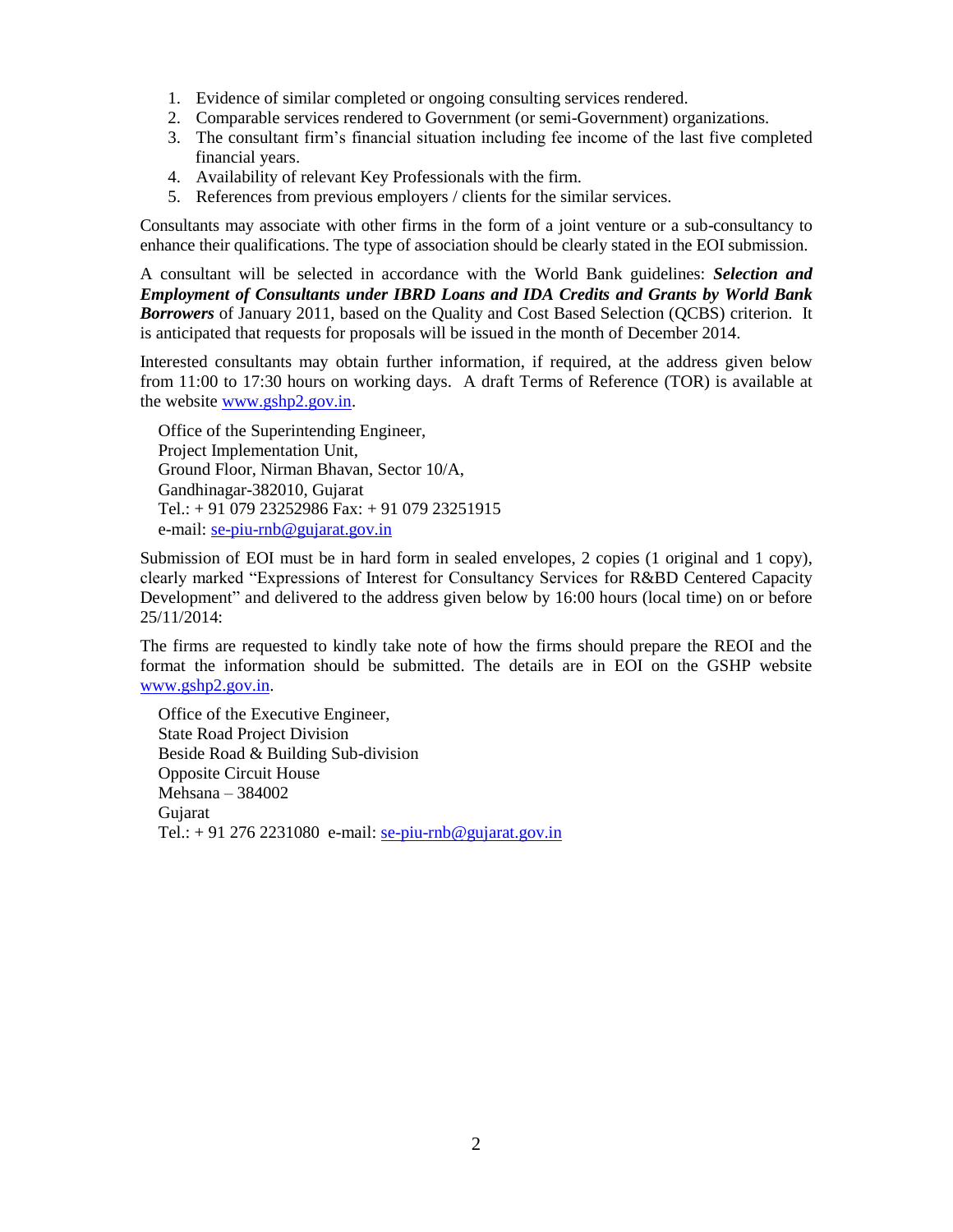1. Evidence of similar completed or ongoing consulting services rendered.
2. Comparable services rendered to Government (or semi-Government) organizations.
3. The consultant firm's financial situation including fee income of the last five completed financial years.
4. Availability of relevant Key Professionals with the firm.
5. References from previous employers / clients for the similar services.

Consultants may associate with other firms in the form of a joint venture or a sub-consultancy to enhance their qualifications. The type of association should be clearly stated in the EOI submission.

A consultant will be selected in accordance with the World Bank guidelines: ***Selection and Employment of Consultants under IBRD Loans and IDA Credits and Grants by World Bank Borrowers*** of January 2011, based on the Quality and Cost Based Selection (QCBS) criterion. It is anticipated that requests for proposals will be issued in the month of December 2014.

Interested consultants may obtain further information, if required, at the address given below from 11:00 to 17:30 hours on working days. A draft Terms of Reference (TOR) is available at the website [www.gshp2.gov.in](www.gshp2.gov.in).

Office of the Superintending Engineer,
Project Implementation Unit,
Ground Floor, Nirman Bhavan, Sector 10/A,
Gandhinagar-382010, Gujarat
Tel.: + 91 079 23252986 Fax: + 91 079 23251915
e-mail: se-piu-rnb@gujarat.gov.in

Submission of EOI must be in hard form in sealed envelopes, 2 copies (1 original and 1 copy), clearly marked "Expressions of Interest for Consultancy Services for R&BD Centered Capacity Development" and delivered to the address given below by 16:00 hours (local time) on or before 25/11/2014:

The firms are requested to kindly take note of how the firms should prepare the REOI and the format the information should be submitted. The details are in EOI on the GSHP website [www.gshp2.gov.in](www.gshp2.gov.in).

Office of the Executive Engineer,
State Road Project Division
Beside Road & Building Sub-division
Opposite Circuit House
Mehsana – 384002
Gujarat
Tel.: + 91 276 2231080 e-mail: se-piu-rnb@gujarat.gov.in